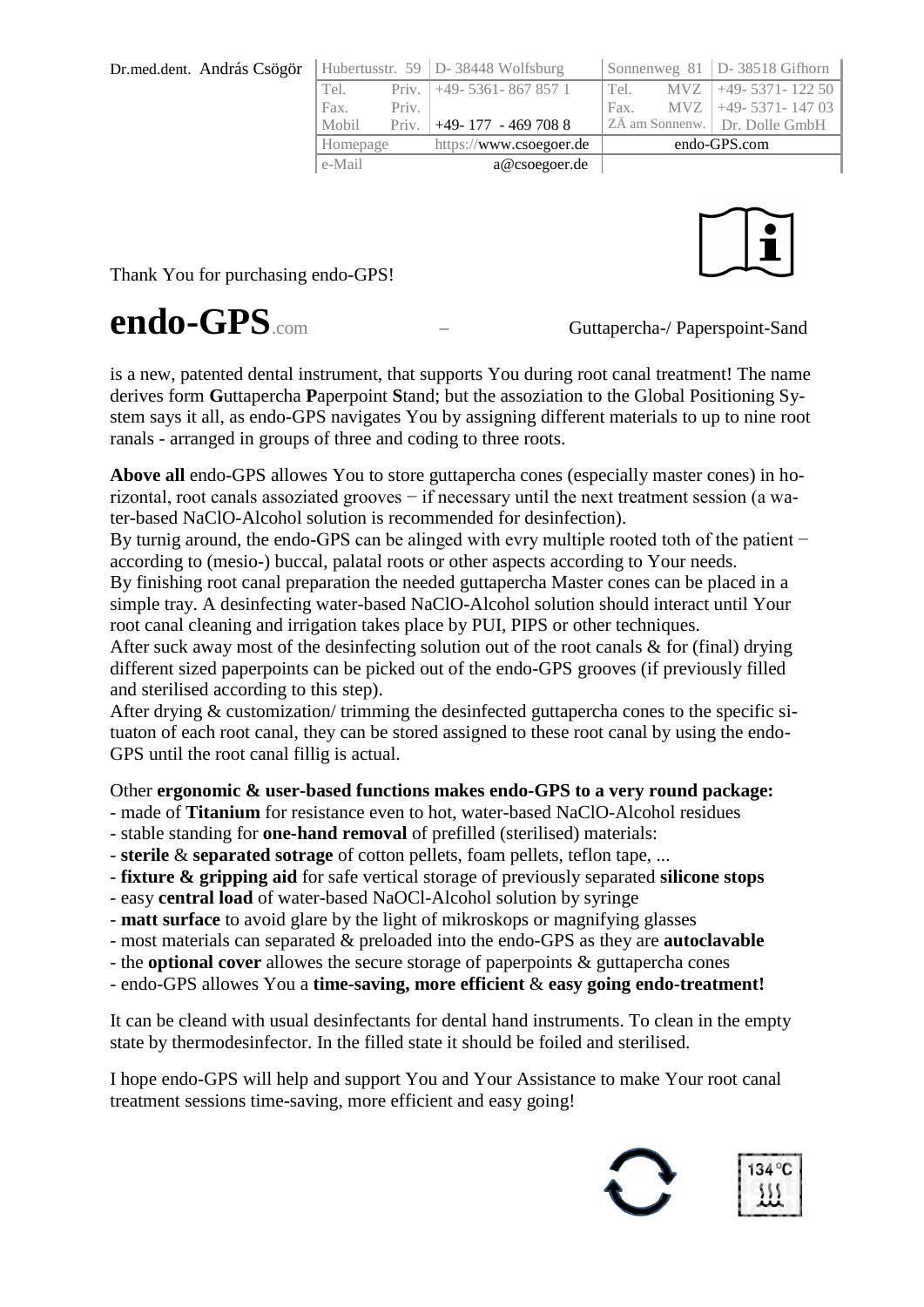Dr.med.dent. András Csögör

| Hubertusstr. 59 | | D- 38448 Wolfsburg | Sonnenweg 81 | | D- 38518 Gifhorn |
|---|---|---|---|---|---|
| Tel. | Priv. | +49- 5361- 867 857 1 | Tel. | MVZ | +49- 5371- 122 50 |
| Fax. | Priv. | | Fax. | MVZ | +49- 5371- 147 03 |
| Mobil | Priv. | +49- 177 - 469 708 8 | ZÄ am Sonnenw. | | Dr. Dolle GmbH |
| Homepage | | https://www.csoegoer.de | endo-GPS.com | | |
| e-Mail | | a@csoegoer.de | | | |

Thank You for purchasing endo-GPS!

# endo-GPS.com – Guttapercha-/ Paperspoint-Sand

is a new, patented dental instrument, that supports You during root canal treatment! The name derives form **G**uttapercha **P**aperpoint **S**tand; but the assoziation to the Global Positioning System says it all, as endo-GPS navigates You by assigning different materials to up to nine root ranals - arranged in groups of three and coding to three roots.

**Above all** endo-GPS allowes You to store guttapercha cones (especially master cones) in horizontal, root canals assoziated grooves − if necessary until the next treatment session (a water-based NaClO-Alcohol solution is recommended for desinfection).
By turnig around, the endo-GPS can be alinged with evry multiple rooted toth of the patient − according to (mesio-) buccal, palatal roots or other aspects according to Your needs.
By finishing root canal preparation the needed guttapercha Master cones can be placed in a simple tray. A desinfecting water-based NaClO-Alcohol solution should interact until Your root canal cleaning and irrigation takes place by PUI, PIPS or other techniques.
After suck away most of the desinfecting solution out of the root canals & for (final) drying different sized paperpoints can be picked out of the endo-GPS grooves (if previously filled and sterilised according to this step).
After drying & customization/ trimming the desinfected guttapercha cones to the specific situaton of each root canal, they can be stored assigned to these root canal by using the endo-GPS until the root canal fillig is actual.

Other **ergonomic & user-based functions makes endo-GPS to a very round package:**
- made of **Titanium** for resistance even to hot, water-based NaClO-Alcohol residues
- stable standing for **one-hand removal** of prefilled (sterilised) materials:
- **sterile** & **separated sotrage** of cotton pellets, foam pellets, teflon tape, ...
- **fixture & gripping aid** for safe vertical storage of previously separated **silicone stops**
- easy **central load** of water-based NaOCl-Alcohol solution by syringe
- **matt surface** to avoid glare by the light of mikroskops or magnifying glasses
- most materials can separated & preloaded into the endo-GPS as they are **autoclavable**
- the **optional cover** allowes the secure storage of paperpoints & guttapercha cones
- endo-GPS allowes You a **time-saving, more efficient** & **easy going endo-treatment!**

It can be cleand with usual desinfectants for dental hand instruments. To clean in the empty state by thermodesinfector. In the filled state it should be foiled and sterilised.

I hope endo-GPS will help and support You and Your Assistance to make Your root canal treatment sessions time-saving, more efficient and easy going!

134 °C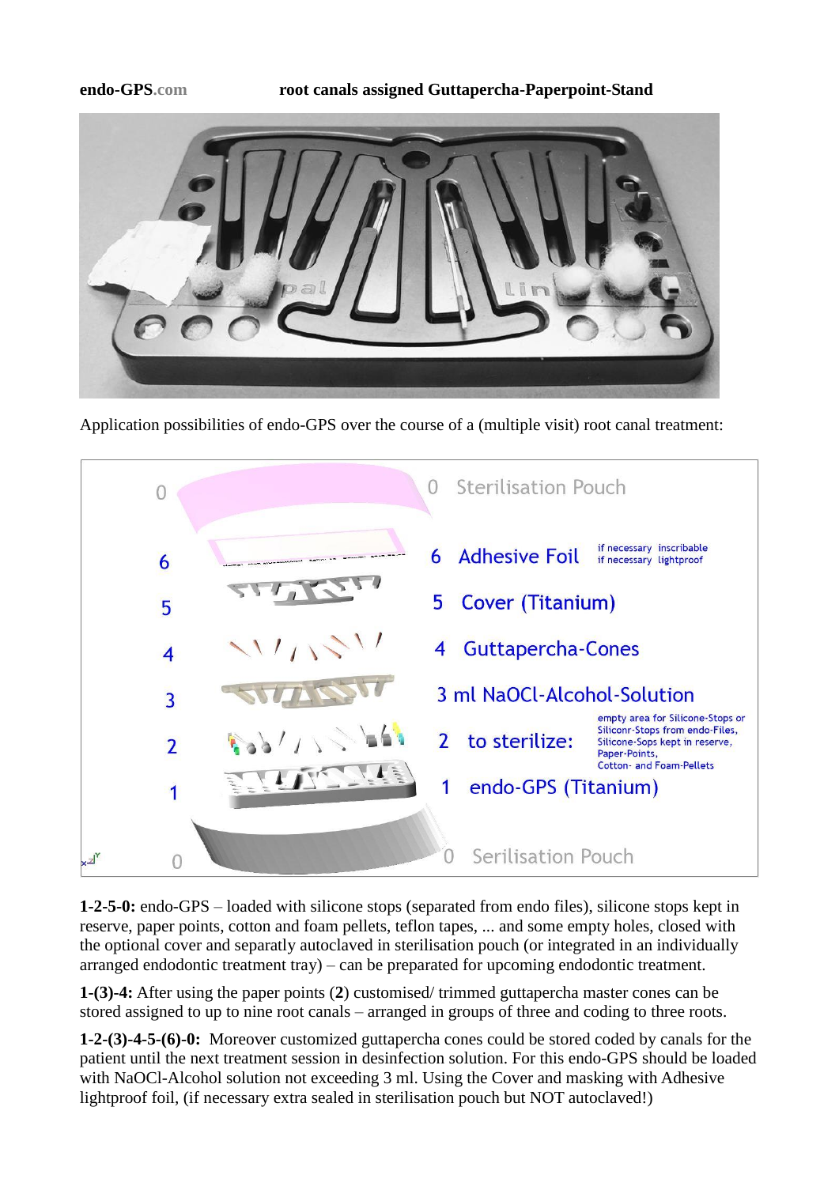**endo-GPS**.com **root canals assigned Guttapercha-Paperpoint-Stand**

Application possibilities of endo-GPS over the course of a (multiple visit) root canal treatment:

0 Sterilisation Pouch

6 Adhesive Foil — if necessary inscribable, if necessary lightproof

5 Cover (Titanium)

4 Guttapercha-Cones

3 ml NaOCl-Alcohol-Solution

2 to sterilize: empty area for Silicone-Stops or Siliconr-Stops from endo-Files, Silicone-Sops kept in reserve, Paper-Points, Cotton- and Foam-Pellets

1 endo-GPS (Titanium)

0 Serilisation Pouch

**1-2-5-0:** endo-GPS – loaded with silicone stops (separated from endo files), silicone stops kept in reserve, paper points, cotton and foam pellets, teflon tapes, ... and some empty holes, closed with the optional cover and separatly autoclaved in sterilisation pouch (or integrated in an individually arranged endodontic treatment tray) – can be preparated for upcoming endodontic treatment.

**1-(3)-4:** After using the paper points (**2**) customised/ trimmed guttapercha master cones can be stored assigned to up to nine root canals – arranged in groups of three and coding to three roots.

**1-2-(3)-4-5-(6)-0:** Moreover customized guttapercha cones could be stored coded by canals for the patient until the next treatment session in desinfection solution. For this endo-GPS should be loaded with NaOCl-Alcohol solution not exceeding 3 ml. Using the Cover and masking with Adhesive lightproof foil, (if necessary extra sealed in sterilisation pouch but NOT autoclaved!)